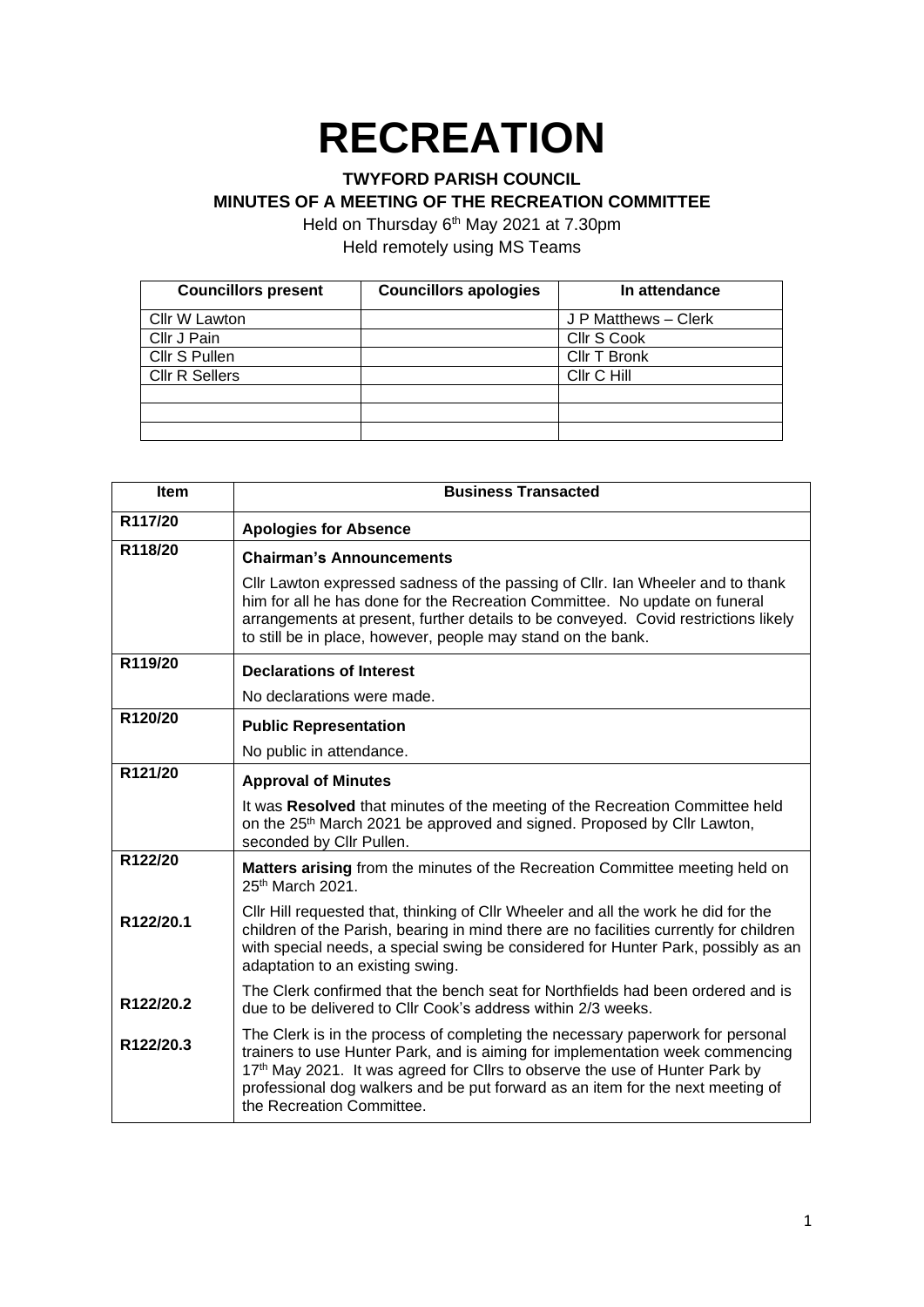# RECREATION

**TWYFORD PARISH COUNCIL**
**MINUTES OF A MEETING OF THE RECREATION COMMITTEE**

Held on Thursday 6th May 2021 at 7.30pm
Held remotely using MS Teams

| Councillors present | Councillors apologies | In attendance |
|---|---|---|
| Cllr W Lawton | | J P Matthews – Clerk |
| Cllr J Pain | | Cllr S Cook |
| Cllr S Pullen | | Cllr T Bronk |
| Cllr R Sellers | | Cllr C Hill |
| | | |
| | | |
| | | |

| Item | Business Transacted |
|---|---|
| R117/20 | **Apologies for Absence** |
| R118/20 | **Chairman's Announcements**<br><br>Cllr Lawton expressed sadness of the passing of Cllr. Ian Wheeler and to thank him for all he has done for the Recreation Committee. No update on funeral arrangements at present, further details to be conveyed. Covid restrictions likely to still be in place, however, people may stand on the bank. |
| R119/20 | **Declarations of Interest**<br><br>No declarations were made. |
| R120/20 | **Public Representation**<br><br>No public in attendance. |
| R121/20 | **Approval of Minutes**<br><br>It was **Resolved** that minutes of the meeting of the Recreation Committee held on the 25th March 2021 be approved and signed. Proposed by Cllr Lawton, seconded by Cllr Pullen. |
| R122/20 | **Matters arising** from the minutes of the Recreation Committee meeting held on 25th March 2021. |
| R122/20.1 | Cllr Hill requested that, thinking of Cllr Wheeler and all the work he did for the children of the Parish, bearing in mind there are no facilities currently for children with special needs, a special swing be considered for Hunter Park, possibly as an adaptation to an existing swing. |
| R122/20.2 | The Clerk confirmed that the bench seat for Northfields had been ordered and is due to be delivered to Cllr Cook's address within 2/3 weeks. |
| R122/20.3 | The Clerk is in the process of completing the necessary paperwork for personal trainers to use Hunter Park, and is aiming for implementation week commencing 17th May 2021. It was agreed for Cllrs to observe the use of Hunter Park by professional dog walkers and be put forward as an item for the next meeting of the Recreation Committee. |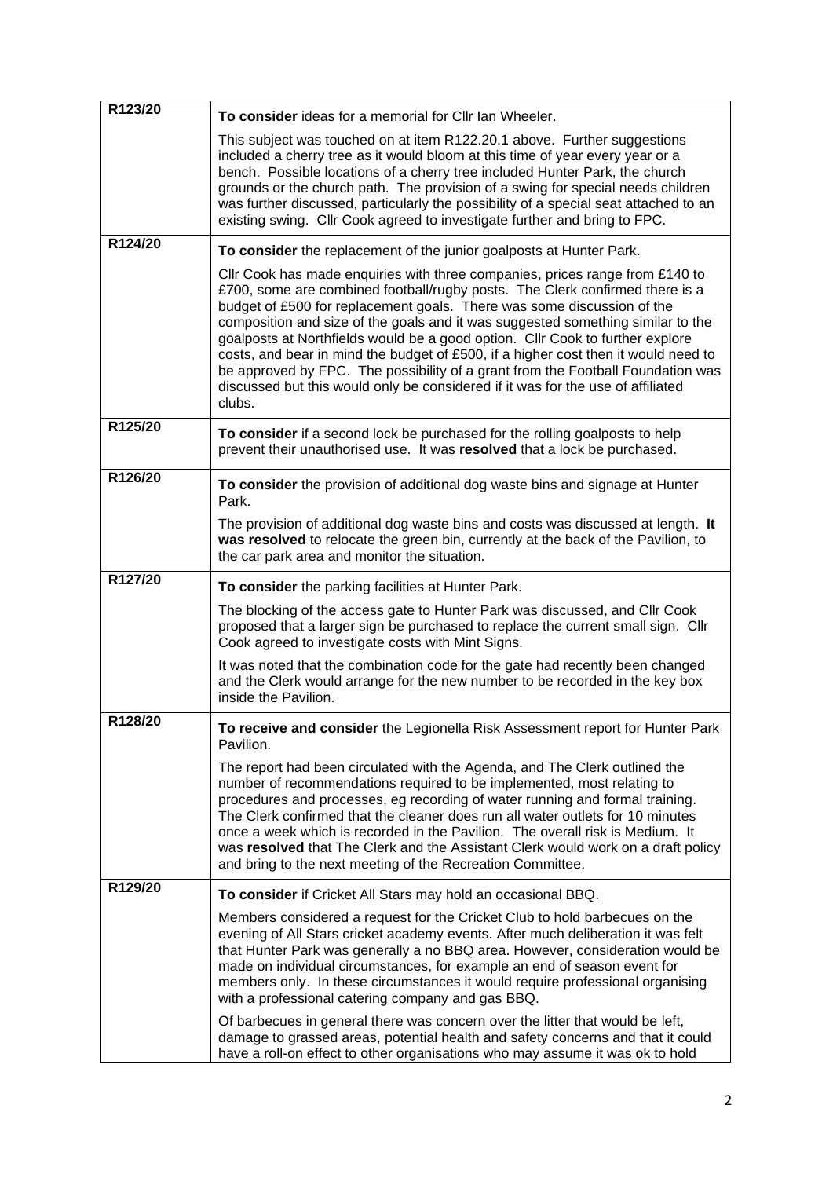| | |
|---|---|
| R123/20 | **To consider** ideas for a memorial for Cllr Ian Wheeler.<br><br>This subject was touched on at item R122.20.1 above. Further suggestions included a cherry tree as it would bloom at this time of year every year or a bench. Possible locations of a cherry tree included Hunter Park, the church grounds or the church path. The provision of a swing for special needs children was further discussed, particularly the possibility of a special seat attached to an existing swing. Cllr Cook agreed to investigate further and bring to FPC. |
| R124/20 | **To consider** the replacement of the junior goalposts at Hunter Park.<br><br>Cllr Cook has made enquiries with three companies, prices range from £140 to £700, some are combined football/rugby posts. The Clerk confirmed there is a budget of £500 for replacement goals. There was some discussion of the composition and size of the goals and it was suggested something similar to the goalposts at Northfields would be a good option. Cllr Cook to further explore costs, and bear in mind the budget of £500, if a higher cost then it would need to be approved by FPC. The possibility of a grant from the Football Foundation was discussed but this would only be considered if it was for the use of affiliated clubs. |
| R125/20 | **To consider** if a second lock be purchased for the rolling goalposts to help prevent their unauthorised use. It was **resolved** that a lock be purchased. |
| R126/20 | **To consider** the provision of additional dog waste bins and signage at Hunter Park.<br><br>The provision of additional dog waste bins and costs was discussed at length. **It was resolved** to relocate the green bin, currently at the back of the Pavilion, to the car park area and monitor the situation. |
| R127/20 | **To consider** the parking facilities at Hunter Park.<br><br>The blocking of the access gate to Hunter Park was discussed, and Cllr Cook proposed that a larger sign be purchased to replace the current small sign. Cllr Cook agreed to investigate costs with Mint Signs.<br><br>It was noted that the combination code for the gate had recently been changed and the Clerk would arrange for the new number to be recorded in the key box inside the Pavilion. |
| R128/20 | **To receive and consider** the Legionella Risk Assessment report for Hunter Park Pavilion.<br><br>The report had been circulated with the Agenda, and The Clerk outlined the number of recommendations required to be implemented, most relating to procedures and processes, eg recording of water running and formal training. The Clerk confirmed that the cleaner does run all water outlets for 10 minutes once a week which is recorded in the Pavilion. The overall risk is Medium. It was **resolved** that The Clerk and the Assistant Clerk would work on a draft policy and bring to the next meeting of the Recreation Committee. |
| R129/20 | **To consider** if Cricket All Stars may hold an occasional BBQ.<br><br>Members considered a request for the Cricket Club to hold barbecues on the evening of All Stars cricket academy events. After much deliberation it was felt that Hunter Park was generally a no BBQ area. However, consideration would be made on individual circumstances, for example an end of season event for members only. In these circumstances it would require professional organising with a professional catering company and gas BBQ.<br><br>Of barbecues in general there was concern over the litter that would be left, damage to grassed areas, potential health and safety concerns and that it could have a roll-on effect to other organisations who may assume it was ok to hold |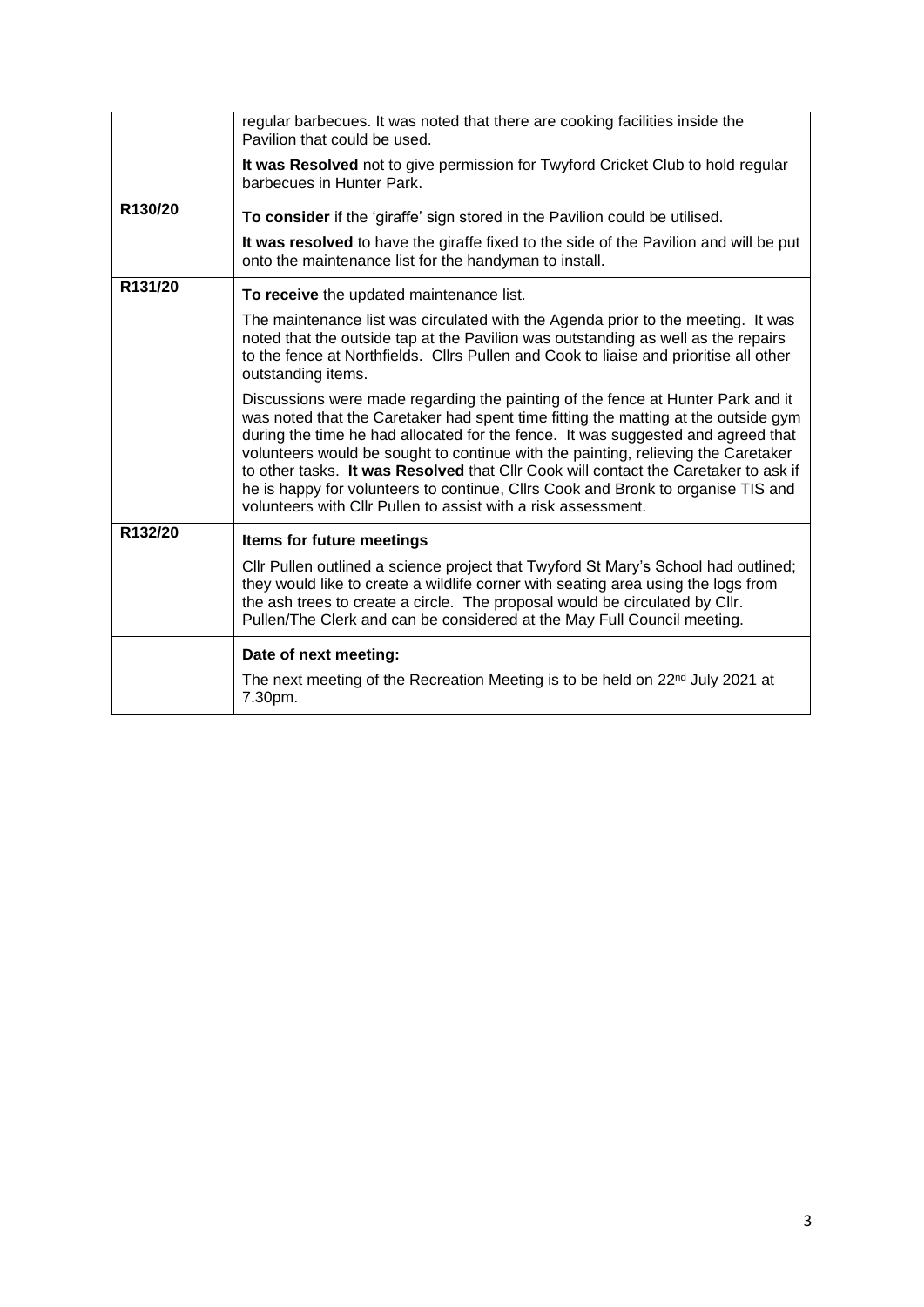| | |
|---|---|
| | regular barbecues. It was noted that there are cooking facilities inside the Pavilion that could be used.<br><br>**It was Resolved** not to give permission for Twyford Cricket Club to hold regular barbecues in Hunter Park. |
| **R130/20** | **To consider** if the 'giraffe' sign stored in the Pavilion could be utilised.<br><br>**It was resolved** to have the giraffe fixed to the side of the Pavilion and will be put onto the maintenance list for the handyman to install. |
| **R131/20** | **To receive** the updated maintenance list.<br><br>The maintenance list was circulated with the Agenda prior to the meeting. It was noted that the outside tap at the Pavilion was outstanding as well as the repairs to the fence at Northfields. Cllrs Pullen and Cook to liaise and prioritise all other outstanding items.<br><br>Discussions were made regarding the painting of the fence at Hunter Park and it was noted that the Caretaker had spent time fitting the matting at the outside gym during the time he had allocated for the fence. It was suggested and agreed that volunteers would be sought to continue with the painting, relieving the Caretaker to other tasks. **It was Resolved** that Cllr Cook will contact the Caretaker to ask if he is happy for volunteers to continue, Cllrs Cook and Bronk to organise TIS and volunteers with Cllr Pullen to assist with a risk assessment. |
| **R132/20** | **Items for future meetings**<br><br>Cllr Pullen outlined a science project that Twyford St Mary's School had outlined; they would like to create a wildlife corner with seating area using the logs from the ash trees to create a circle. The proposal would be circulated by Cllr. Pullen/The Clerk and can be considered at the May Full Council meeting. |
| | **Date of next meeting:**<br><br>The next meeting of the Recreation Meeting is to be held on 22nd July 2021 at 7.30pm. |